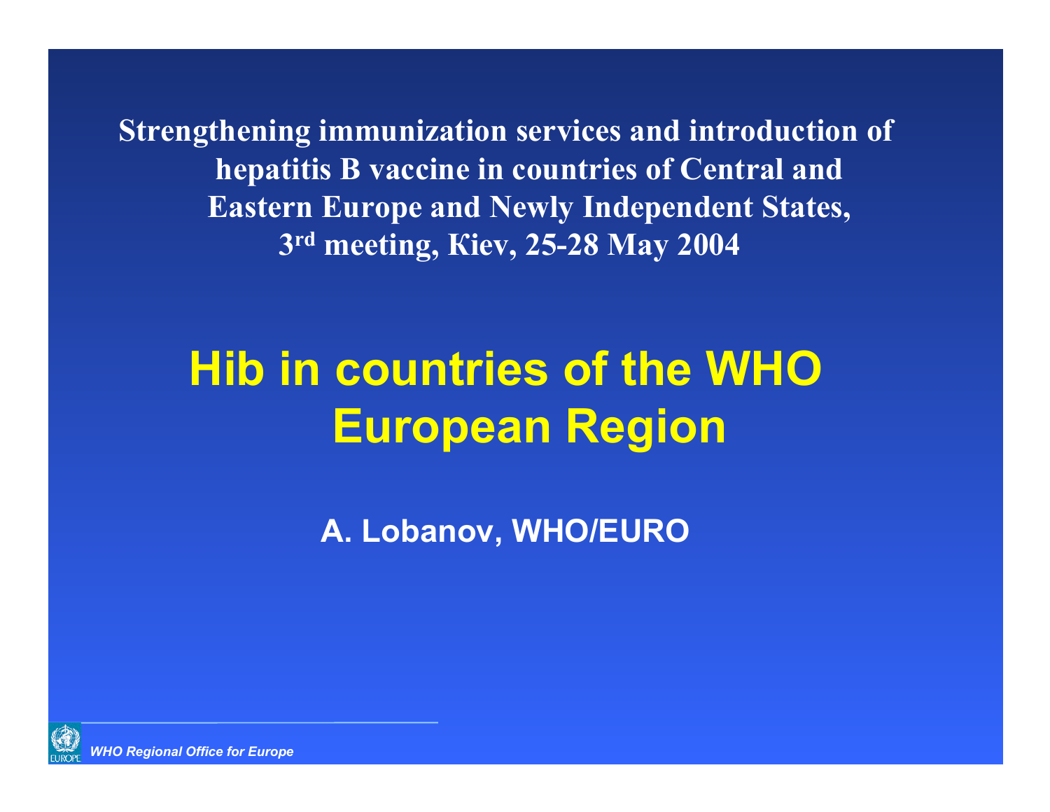**Strengthening immunization services and introduction of hepatitis B vaccine in countries of Central and Eastern Europe and Newly Independent States, 3rd meeting, Kiev, 25-28 May 2004**

# Hib in countries of the WHO European Region

**A. Lobanov, WHO/EURO**

*WHO Regional Office for Europe*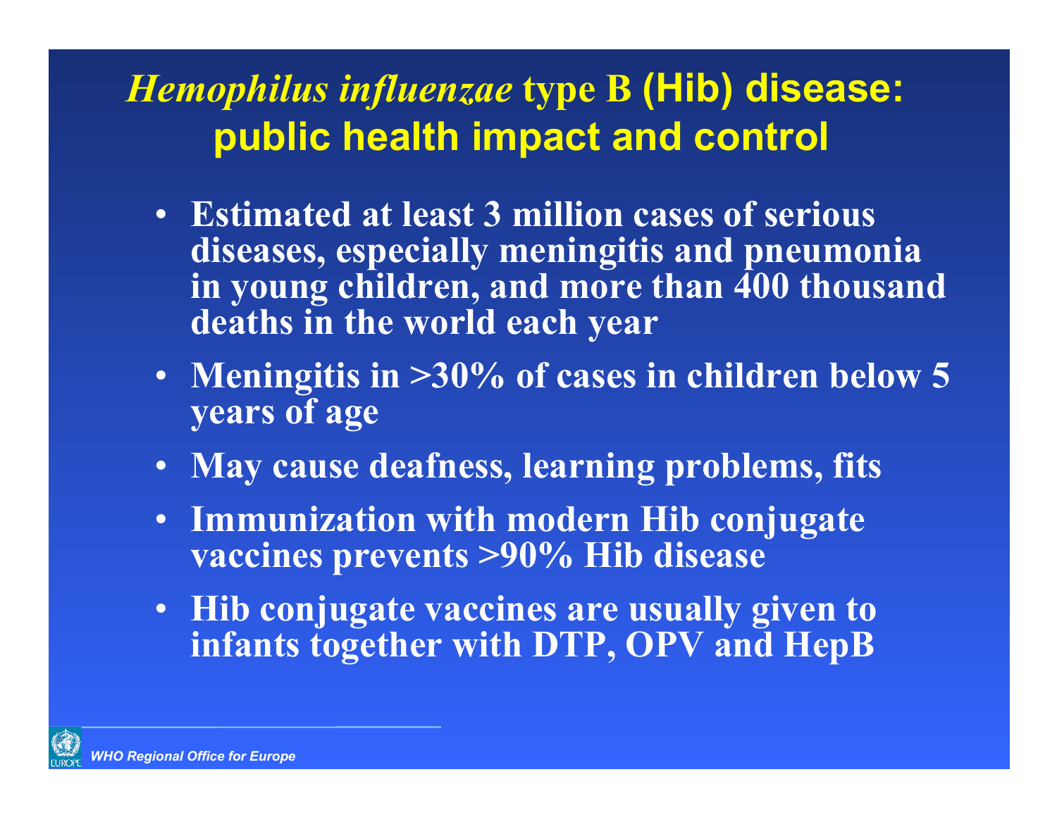# *Hemophilus influenzae* type B (Hib) disease: public health impact and control

- Estimated at least 3 million cases of serious diseases, especially meningitis and pneumonia in young children, and more than 400 thousand deaths in the world each year
- Meningitis in >30% of cases in children below 5 years of age
- May cause deafness, learning problems, fits
- Immunization with modern Hib conjugate vaccines prevents >90% Hib disease
- Hib conjugate vaccines are usually given to infants together with DTP, OPV and HepB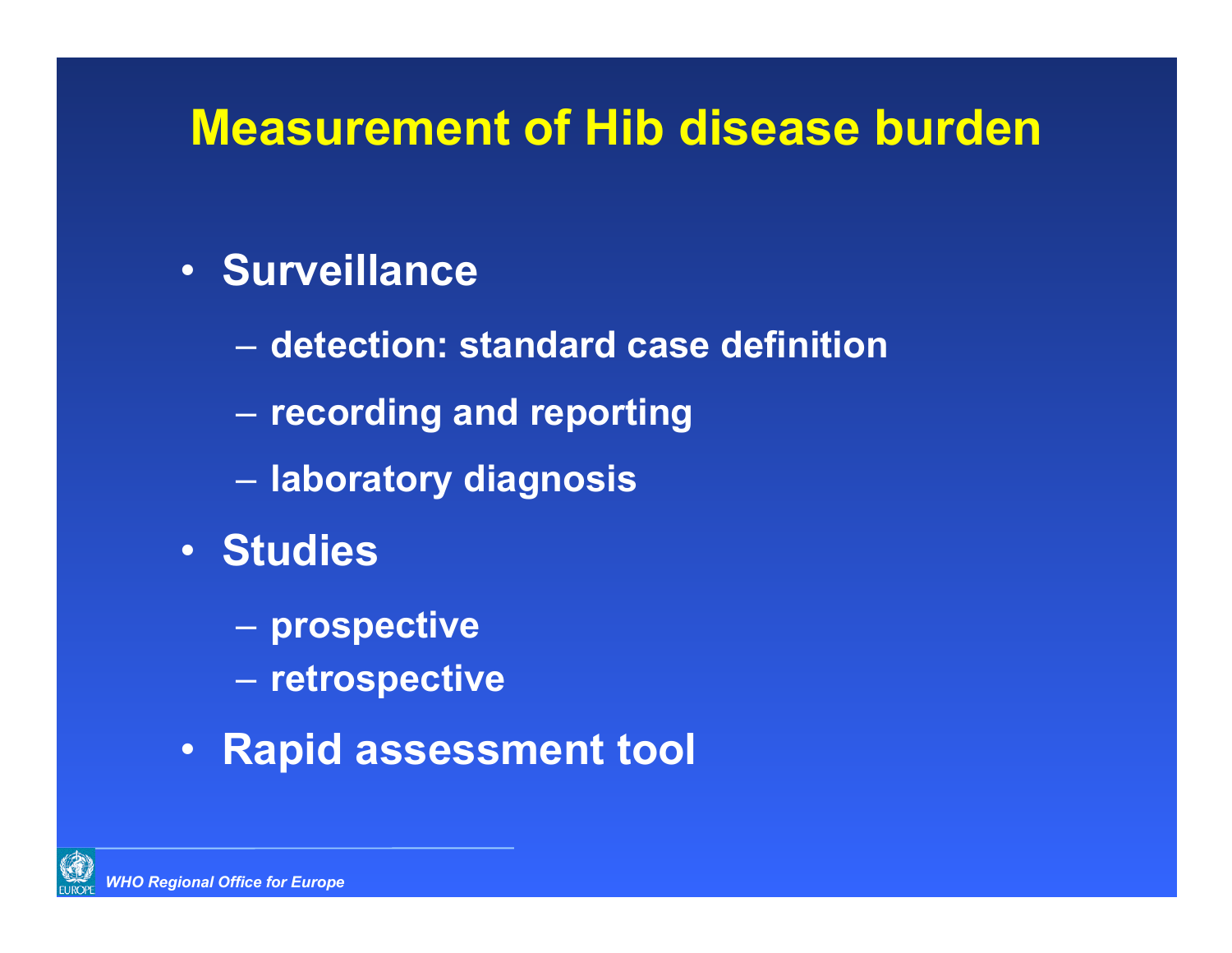# Measurement of Hib disease burden

- **Surveillance**
  - detection: standard case definition
  - recording and reporting
  - laboratory diagnosis
- **Studies**
  - prospective
  - retrospective
- **Rapid assessment tool**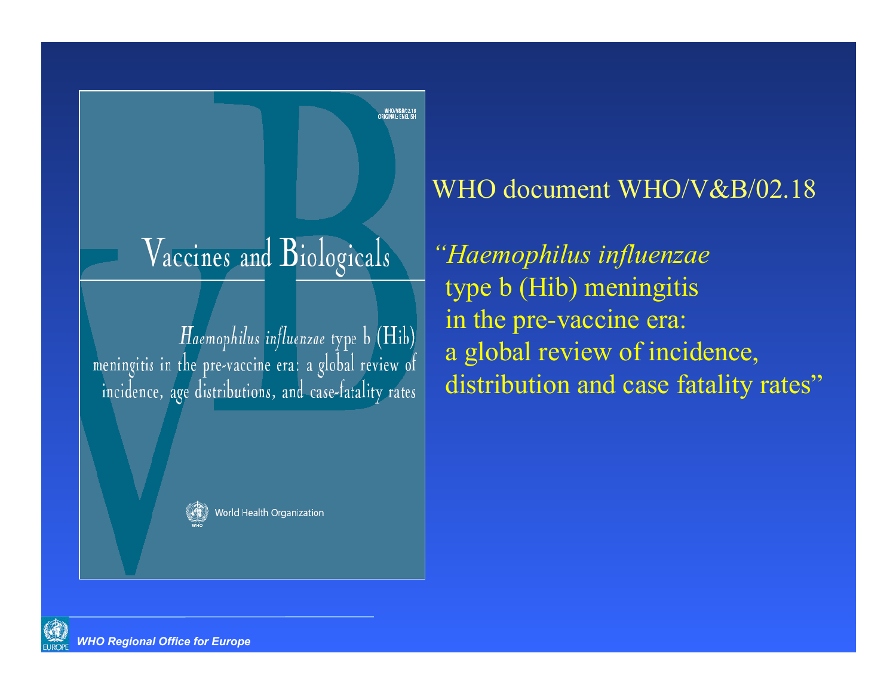Vaccines and Biologicals

WHO/V&B/02.18
ORIGINAL: ENGLISH

*Haemophilus influenzae* type b (Hib) meningitis in the pre-vaccine era: a global review of incidence, age distributions, and case-fatality rates

World Health Organization

WHO document WHO/V&B/02.18

"*Haemophilus influenzae* type b (Hib) meningitis in the pre-vaccine era: a global review of incidence, distribution and case fatality rates"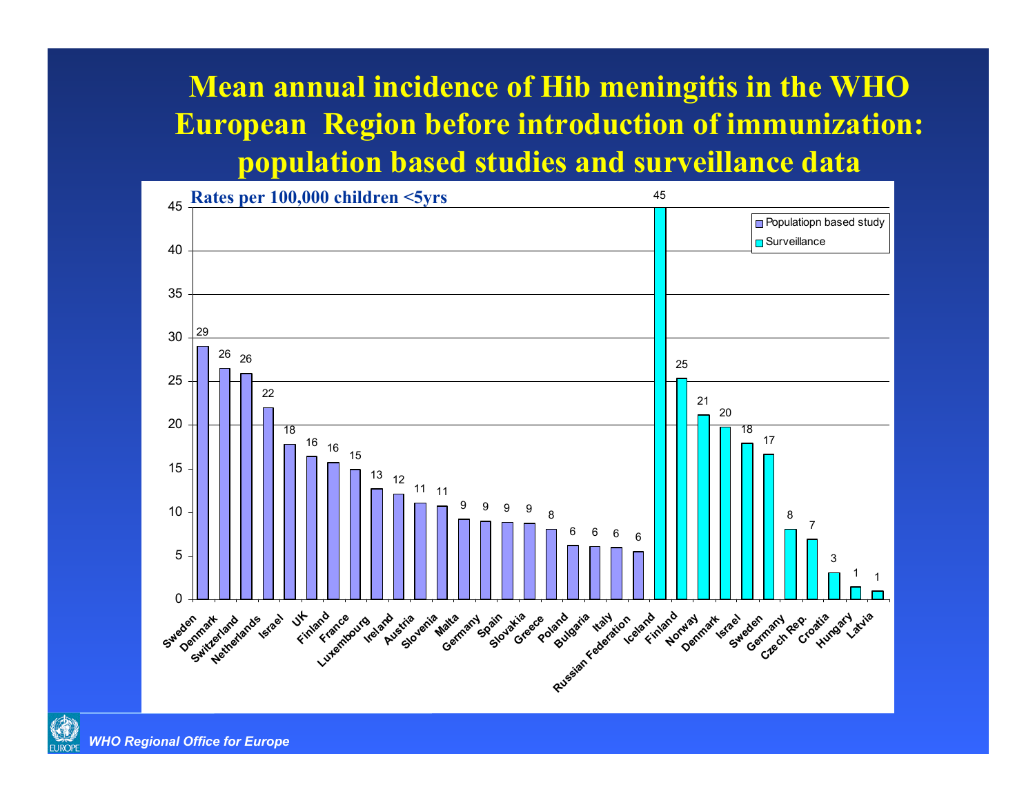# Mean annual incidence of Hib meningitis in the WHO European Region before introduction of immunization: population based studies and surveillance data

**Rates per 100,000 children <5yrs**

| Country | Rate | Source |
|---|---|---|
| Sweden | 29 | Populatiopn based study |
| Denmark | 26 | Populatiopn based study |
| Switzerland | 26 | Populatiopn based study |
| Netherlands | 22 | Populatiopn based study |
| Israel | 18 | Populatiopn based study |
| UK | 16 | Populatiopn based study |
| Finland | 16 | Populatiopn based study |
| France | 15 | Populatiopn based study |
| Luxembourg | 13 | Populatiopn based study |
| Ireland | 12 | Populatiopn based study |
| Austria | 11 | Populatiopn based study |
| Slovenia | 11 | Populatiopn based study |
| Malta | 9 | Populatiopn based study |
| Germany | 9 | Populatiopn based study |
| Spain | 9 | Populatiopn based study |
| Slovakia | 9 | Populatiopn based study |
| Greece | 8 | Populatiopn based study |
| Poland | 6 | Populatiopn based study |
| Bulgaria | 6 | Populatiopn based study |
| Italy | 6 | Populatiopn based study |
| Russian Federation | 6 | Populatiopn based study |
| Iceland | 45 | Surveillance |
| Finland | 25 | Surveillance |
| Norway | 21 | Surveillance |
| Denmark | 20 | Surveillance |
| Israel | 18 | Surveillance |
| Sweden | 17 | Surveillance |
| Germany | 8 | Surveillance |
| Czech Rep. | 7 | Surveillance |
| Croatia | 3 | Surveillance |
| Hungary | 1 | Surveillance |
| Latvia | 1 | Surveillance |

*WHO Regional Office for Europe*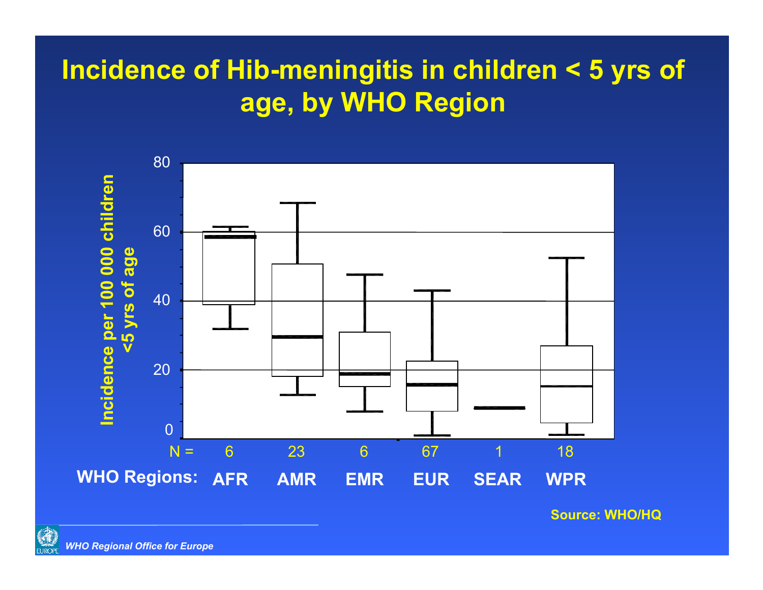# Incidence of Hib-meningitis in children < 5 yrs of age, by WHO Region

Incidence per 100 000 children <5 yrs of age

80

60

40

20

0

| N = | 6 | 23 | 6 | 67 | 1 | 18 |
|---|---|---|---|---|---|---|
| **WHO Regions:** | **AFR** | **AMR** | **EMR** | **EUR** | **SEAR** | **WPR** |

**Source: WHO/HQ**

*WHO Regional Office for Europe*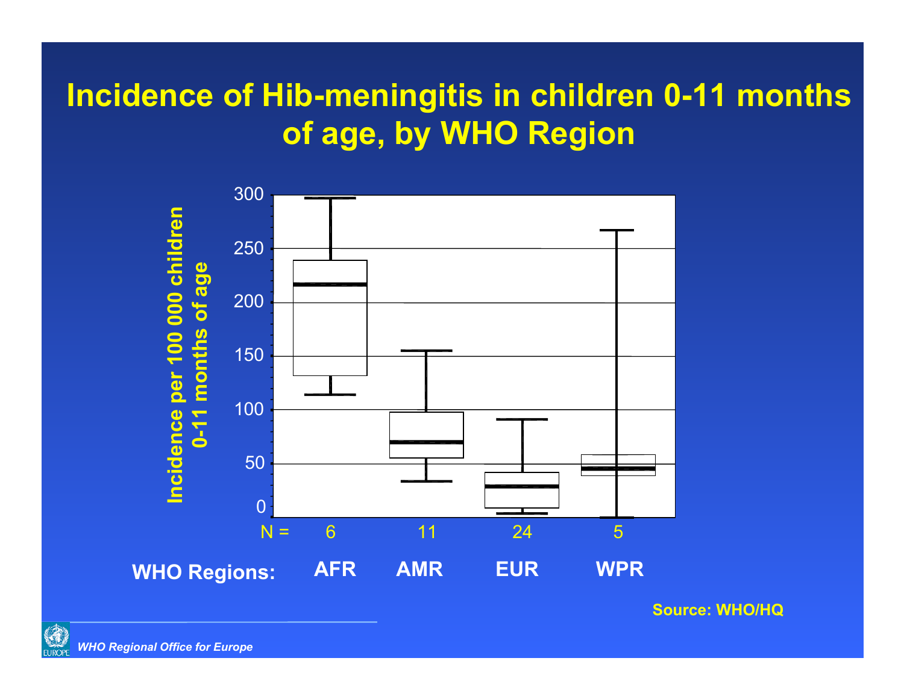# Incidence of Hib-meningitis in children 0-11 months of age, by WHO Region

Incidence per 100 000 children 0-11 months of age

300
250
200
150
100
50
0

| N = | 6 | 11 | 24 | 5 |
|---|---|---|---|---|
| **WHO Regions:** | **AFR** | **AMR** | **EUR** | **WPR** |

**Source: WHO/HQ**

*WHO Regional Office for Europe*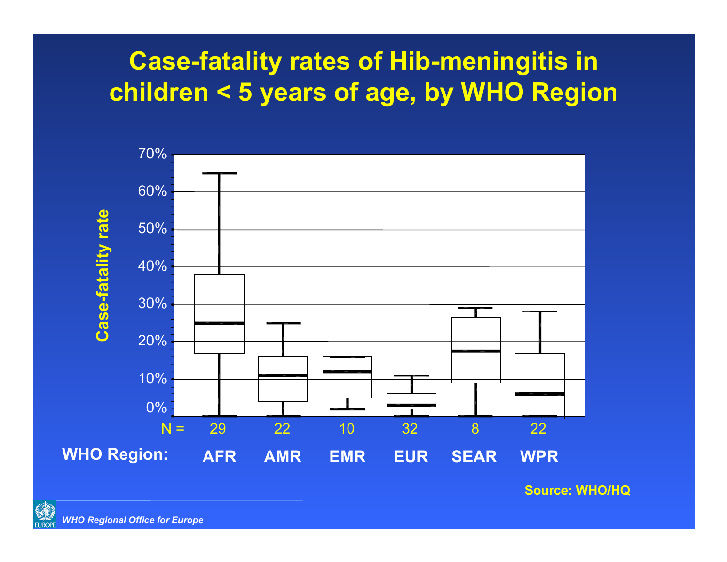# Case-fatality rates of Hib-meningitis in children < 5 years of age, by WHO Region

Case-fatality rate

70%
60%
50%
40%
30%
20%
10%
0%

| WHO Region: | AFR | AMR | EMR | EUR | SEAR | WPR |
|---|---|---|---|---|---|---|
| N = | 29 | 22 | 10 | 32 | 8 | 22 |

**Source: WHO/HQ**

*WHO Regional Office for Europe*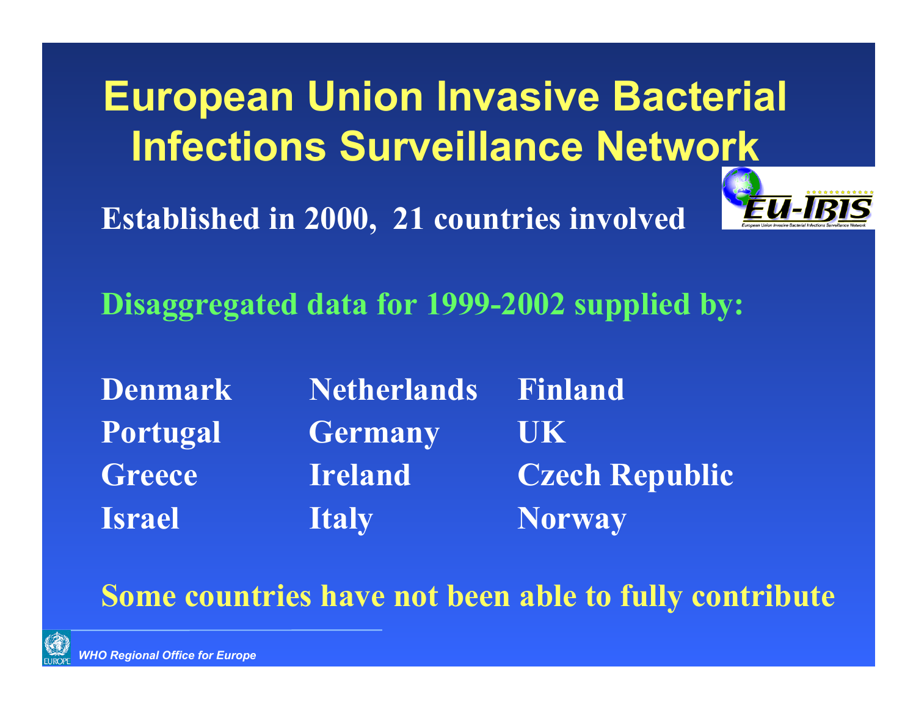# European Union Invasive Bacterial Infections Surveillance Network

**Established in 2000, 21 countries involved**

**Disaggregated data for 1999-2002 supplied by:**

| | | |
|---|---|---|
| Denmark | Netherlands | Finland |
| Portugal | Germany | UK |
| Greece | Ireland | Czech Republic |
| Israel | Italy | Norway |

**Some countries have not been able to fully contribute**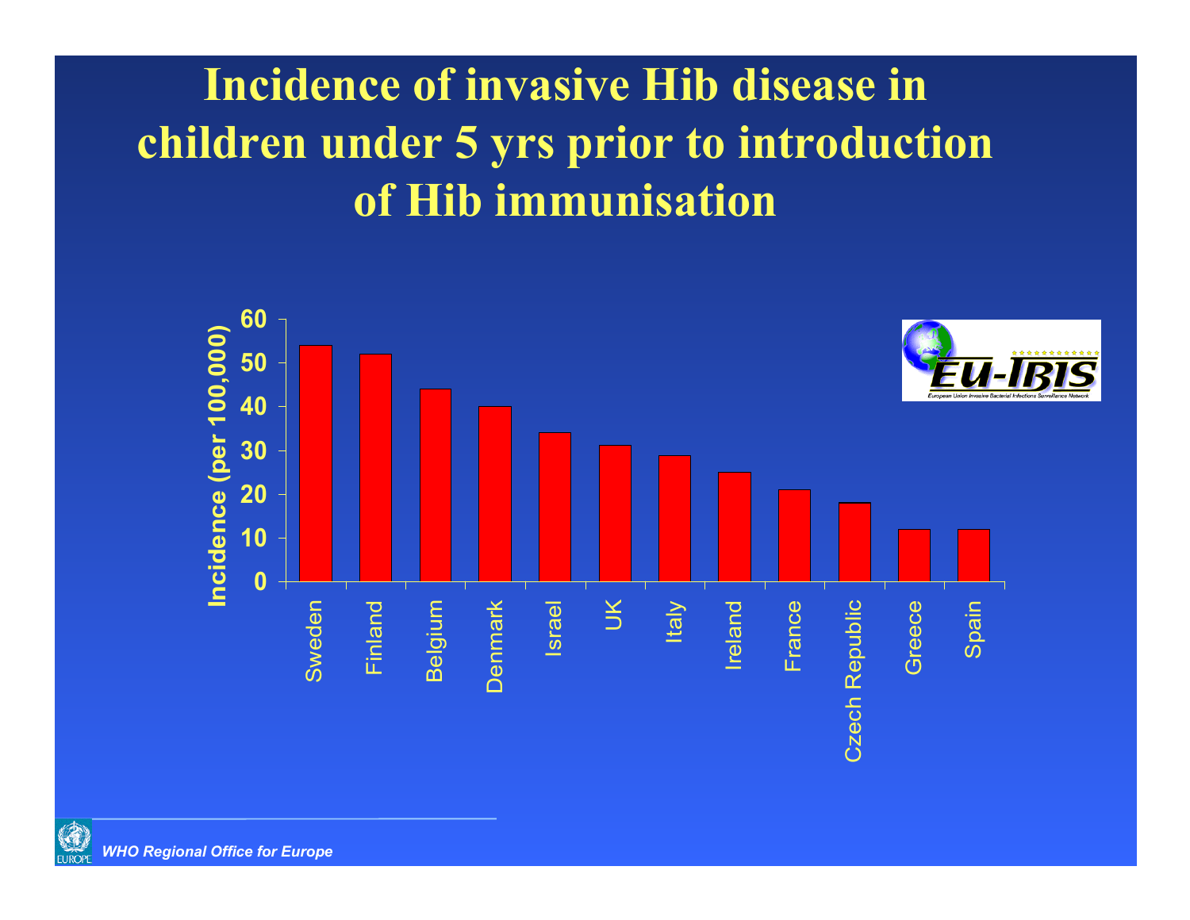# Incidence of invasive Hib disease in children under 5 yrs prior to introduction of Hib immunisation

| Country | Incidence (per 100,000) |
|---|---|
| Sweden | 54 |
| Finland | 52 |
| Belgium | 44 |
| Denmark | 40 |
| Israel | 34 |
| UK | 31 |
| Italy | 29 |
| Ireland | 25 |
| France | 21 |
| Czech Republic | 18 |
| Greece | 12 |
| Spain | 12 |

EU-IBIS — European Union Invasive Bacterial Infections Surveillance Network

*WHO Regional Office for Europe*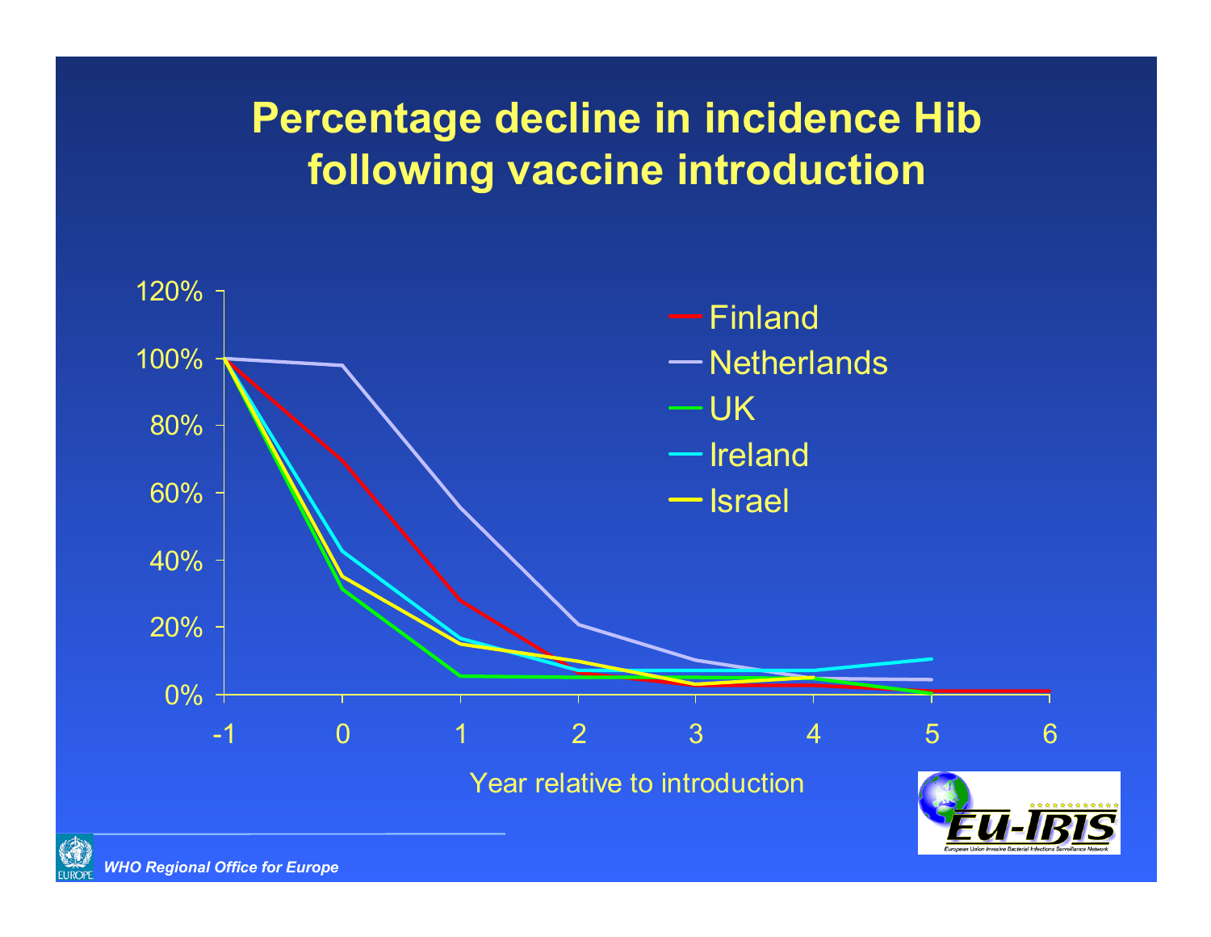# Percentage decline in incidence Hib following vaccine introduction

120%

100%

80%

60%

40%

20%

0%

-1 0 1 2 3 4 5 6

Year relative to introduction

- Finland
- Netherlands
- UK
- Ireland
- Israel

EU-IBIS

European Union Invasive Bacterial Infections Surveillance Network

*WHO Regional Office for Europe*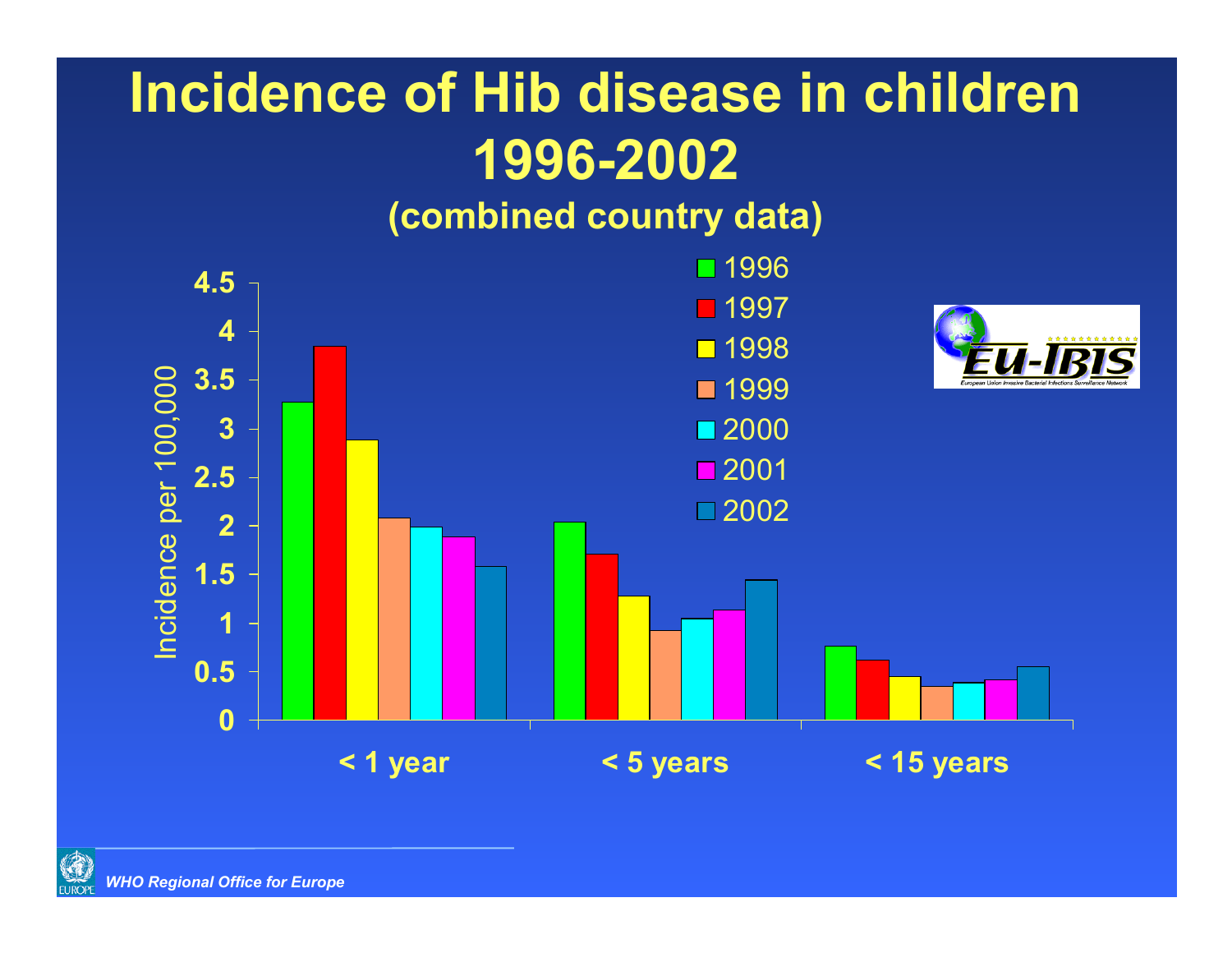# Incidence of Hib disease in children 1996-2002

**(combined country data)**

| | 1996 | 1997 | 1998 | 1999 | 2000 | 2001 | 2002 |
|---|---|---|---|---|---|---|---|
| < 1 year | 3.27 | 3.85 | 2.88 | 2.08 | 1.99 | 1.88 | 1.58 |
| < 5 years | 2.04 | 1.71 | 1.28 | 0.92 | 1.05 | 1.13 | 1.44 |
| < 15 years | 0.76 | 0.62 | 0.45 | 0.35 | 0.39 | 0.42 | 0.55 |

Incidence per 100,000

Eu-IBIS — European Union Invasive Bacterial Infections Surveillance Network

*WHO Regional Office for Europe*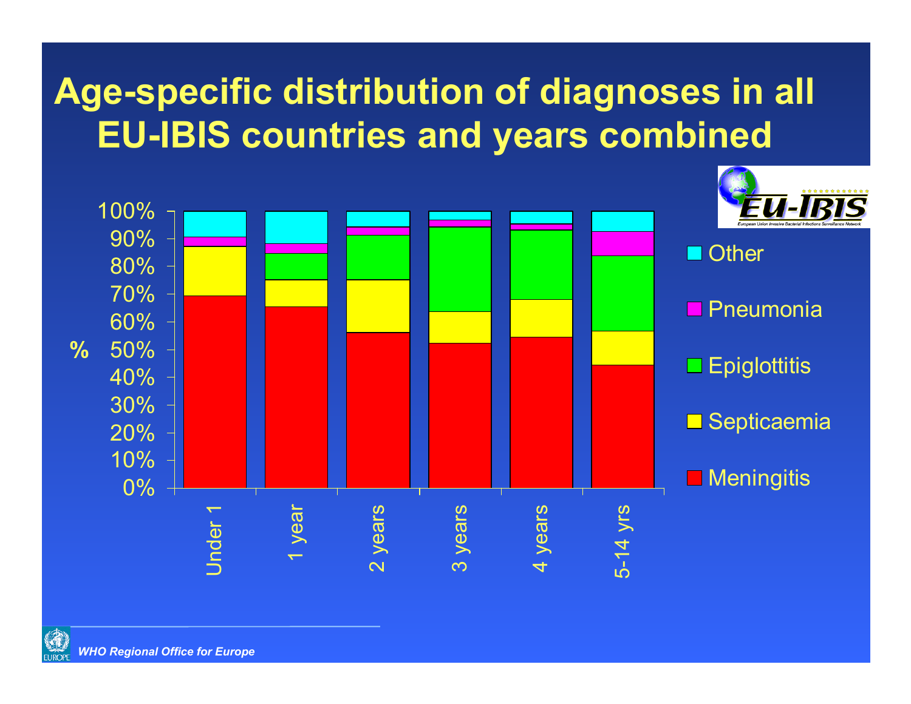# Age-specific distribution of diagnoses in all EU-IBIS countries and years combined

Chart legend: Other, Pneumonia, Epiglottitis, Septicaemia, Meningitis

Y-axis: % (0%–100%)

X-axis categories: Under 1, 1 year, 2 years, 3 years, 4 years, 5-14 yrs

*WHO Regional Office for Europe*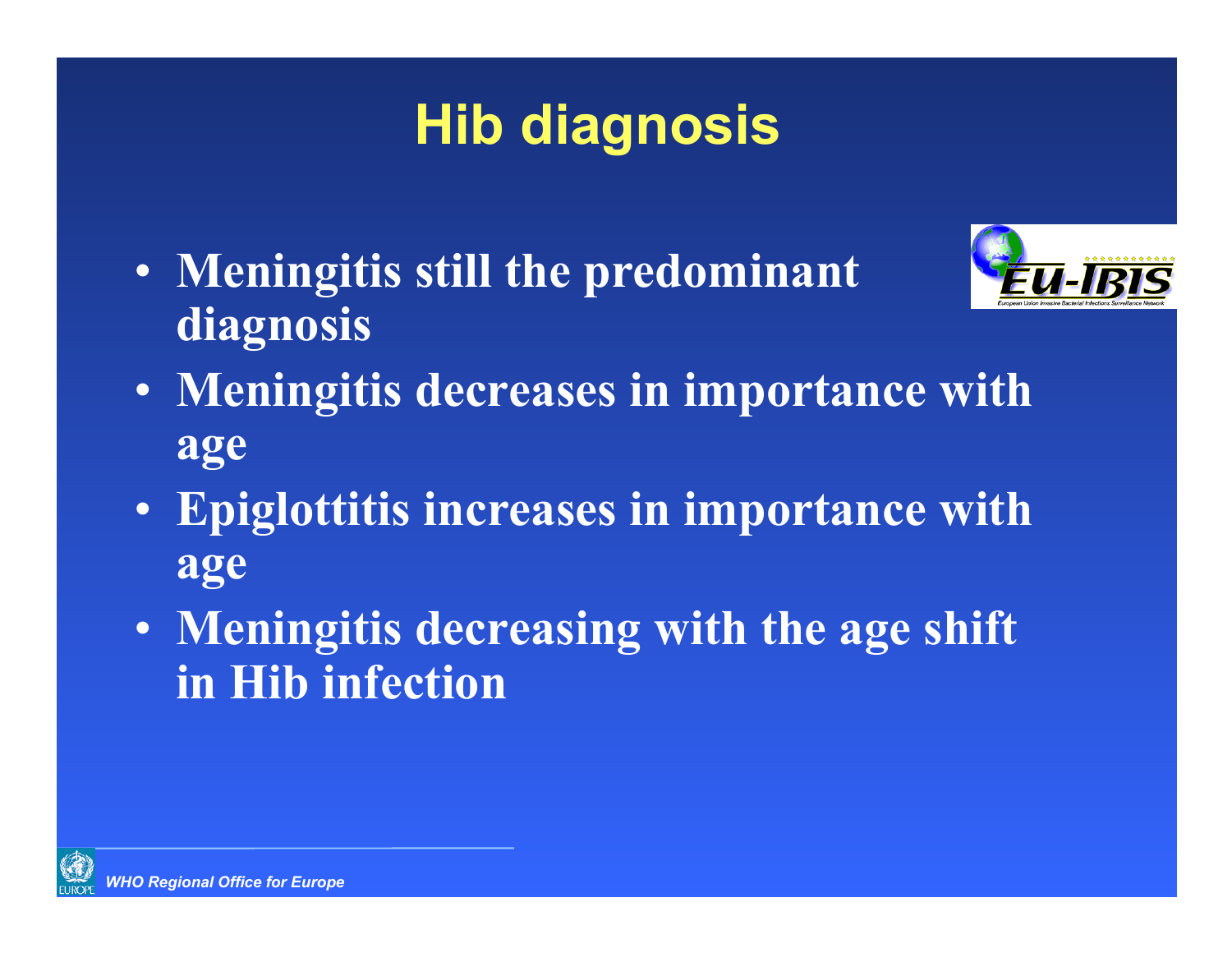# Hib diagnosis

- Meningitis still the predominant diagnosis
- Meningitis decreases in importance with age
- Epiglottitis increases in importance with age
- Meningitis decreasing with the age shift in Hib infection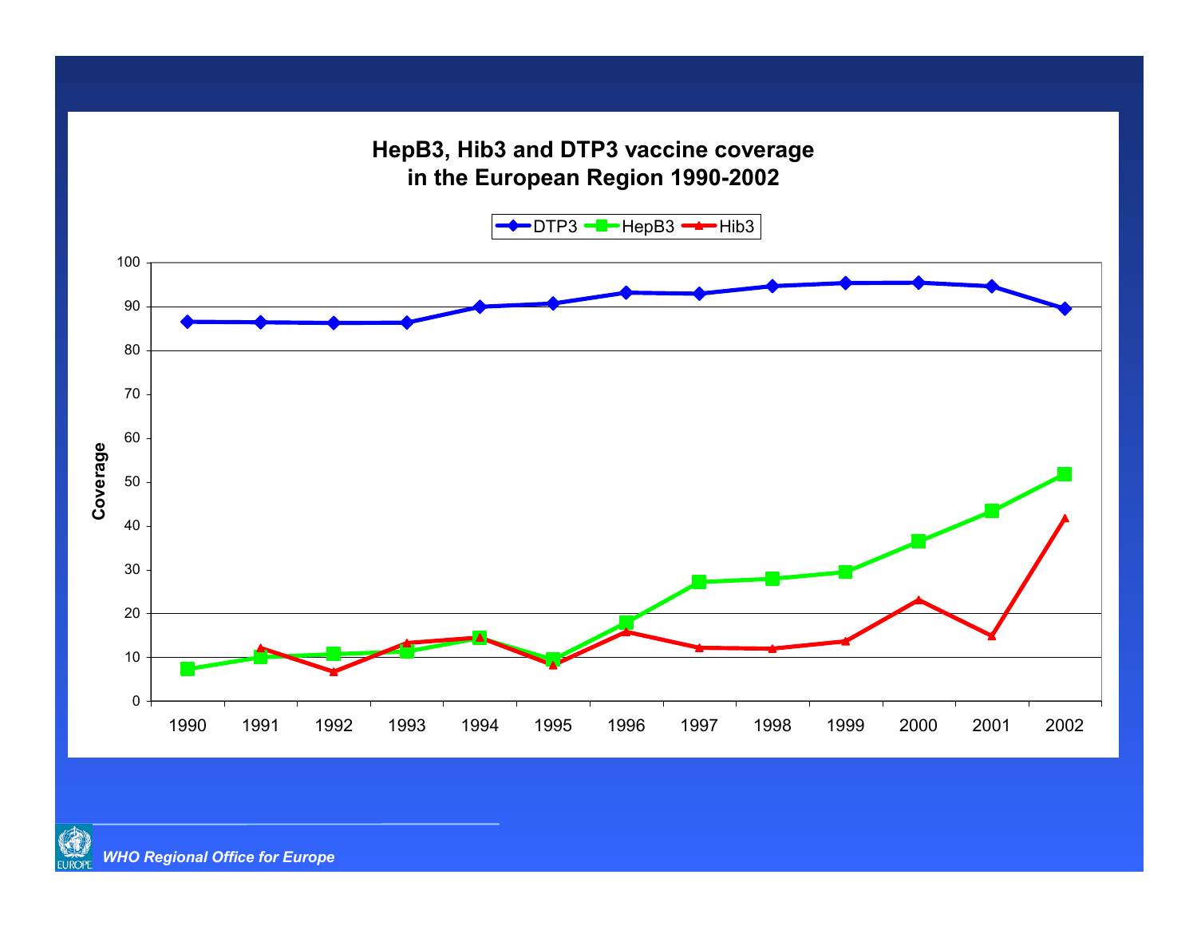## HepB3, Hib3 and DTP3 vaccine coverage in the European Region 1990-2002

Legend: DTP3, HepB3, Hib3

Coverage (y-axis): 0, 10, 20, 30, 40, 50, 60, 70, 80, 90, 100

Years (x-axis): 1990, 1991, 1992, 1993, 1994, 1995, 1996, 1997, 1998, 1999, 2000, 2001, 2002

*WHO Regional Office for Europe*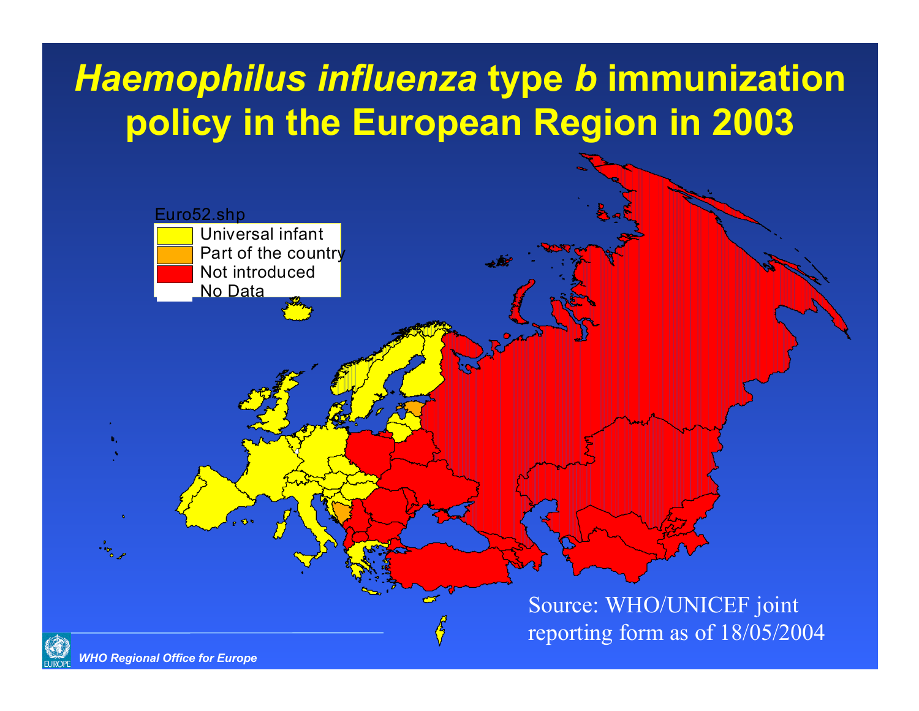# *Haemophilus influenza* type *b* immunization policy in the European Region in 2003

Euro52.shp

- Universal infant
- Part of the country
- Not introduced
- No Data

Source: WHO/UNICEF joint reporting form as of 18/05/2004

*WHO Regional Office for Europe*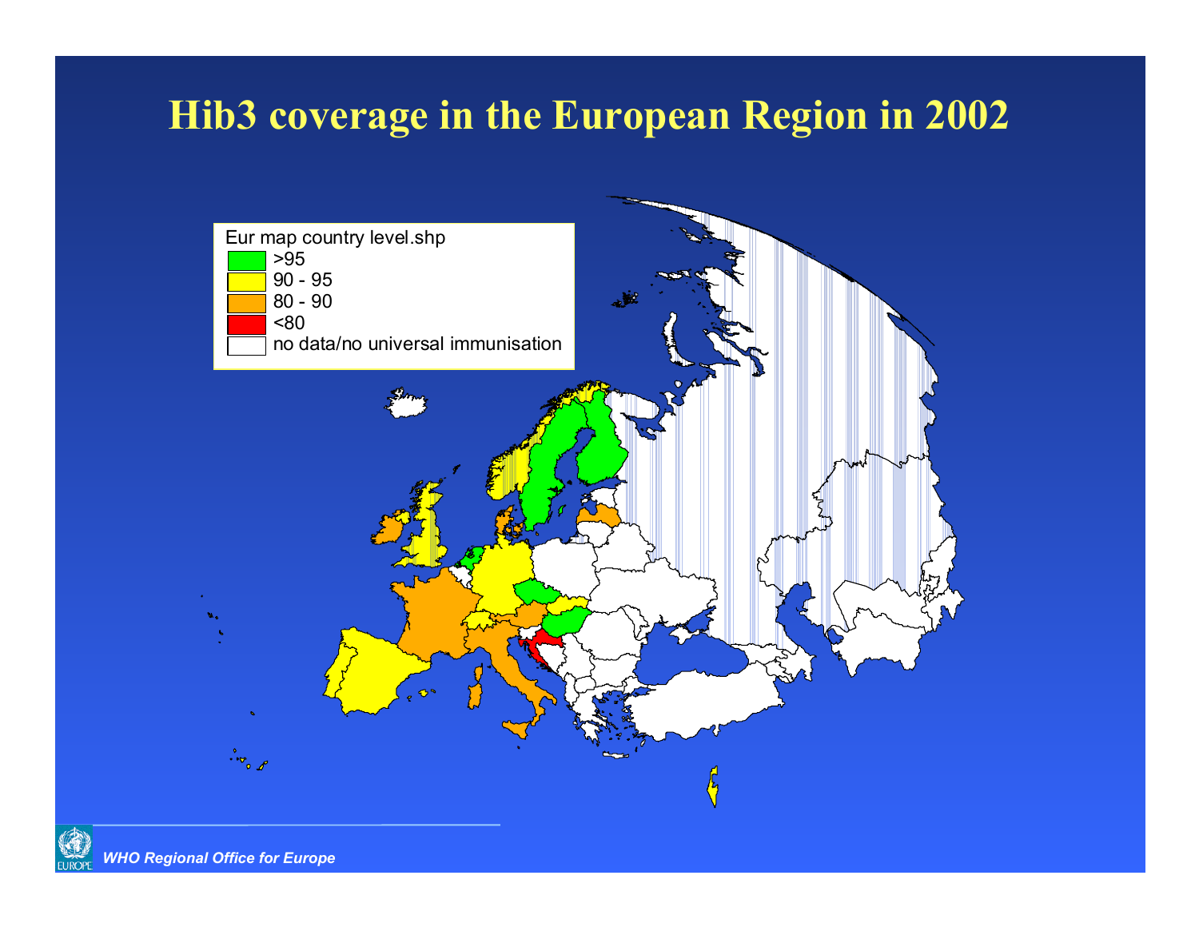# Hib3 coverage in the European Region in 2002

Eur map country level.shp

- >95
- 90 - 95
- 80 - 90
- <80
- no data/no universal immunisation

*WHO Regional Office for Europe*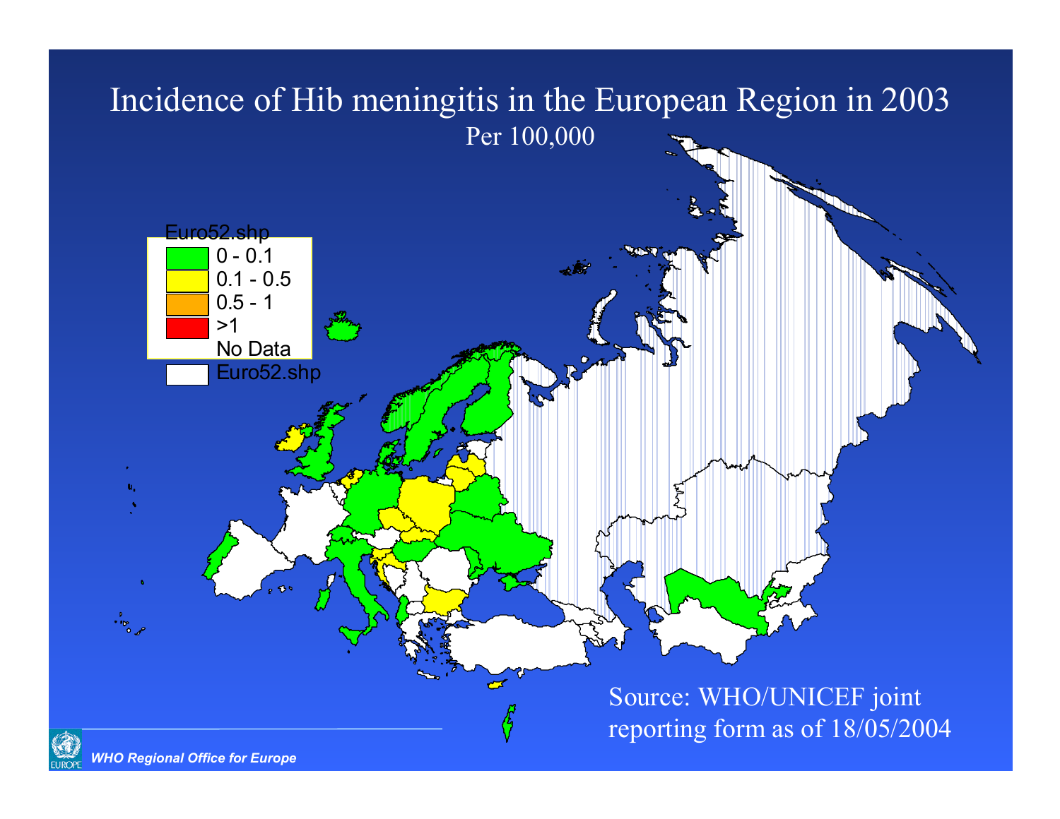# Incidence of Hib meningitis in the European Region in 2003

Per 100,000

Euro52.shp

- 0 - 0.1
- 0.1 - 0.5
- 0.5 - 1
- >1
- No Data

Euro52.shp

Source: WHO/UNICEF joint reporting form as of 18/05/2004

*WHO Regional Office for Europe*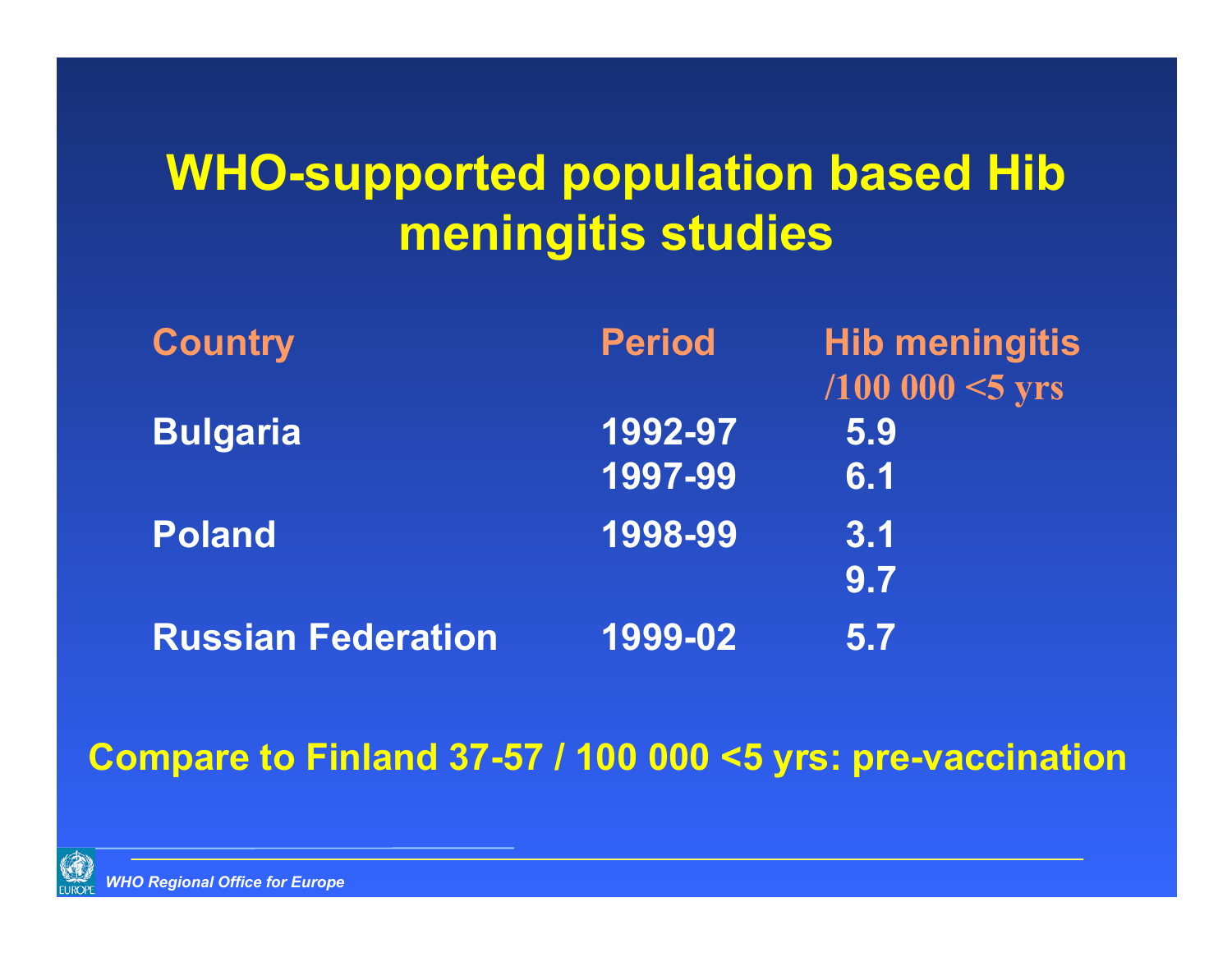# WHO-supported population based Hib meningitis studies

| Country | Period | Hib meningitis /100 000 <5 yrs |
|---|---|---|
| Bulgaria | 1992-97 | 5.9 |
| | 1997-99 | 6.1 |
| Poland | 1998-99 | 3.1 |
| | | 9.7 |
| Russian Federation | 1999-02 | 5.7 |

**Compare to Finland 37-57 / 100 000 <5 yrs: pre-vaccination**

*WHO Regional Office for Europe*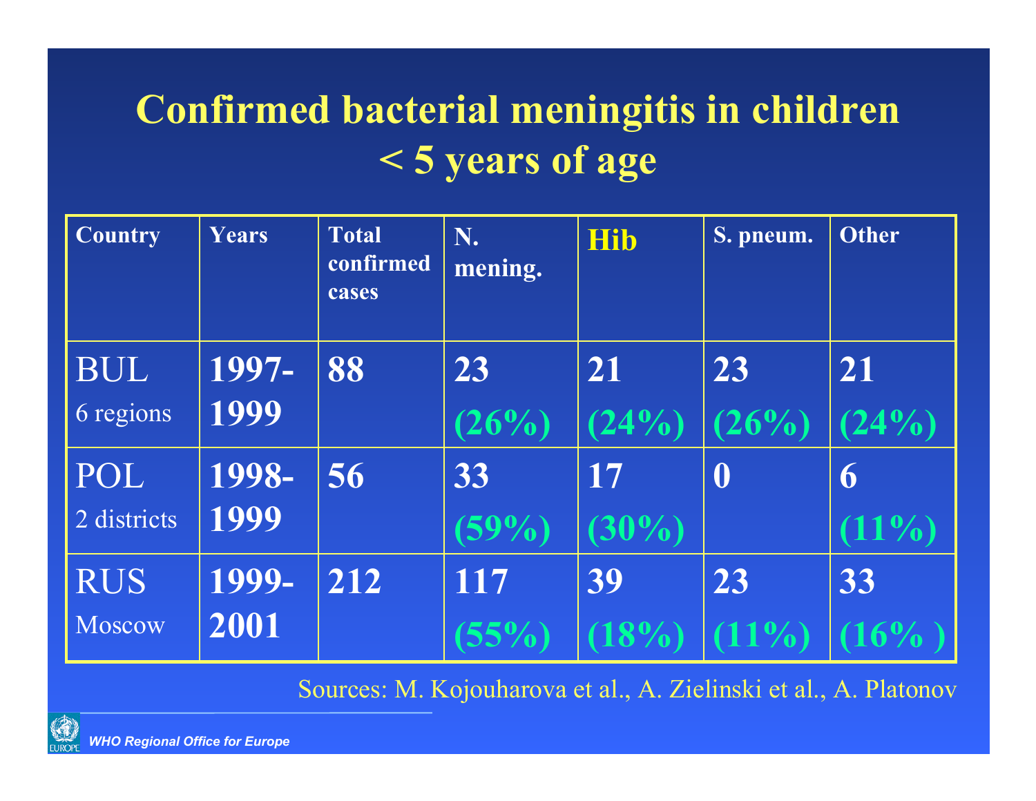# Confirmed bacterial meningitis in children < 5 years of age

| Country | Years | Total confirmed cases | N. mening. | Hib | S. pneum. | Other |
|---|---|---|---|---|---|---|
| BUL 6 regions | 1997-1999 | 88 | 23 (26%) | 21 (24%) | 23 (26%) | 21 (24%) |
| POL 2 districts | 1998-1999 | 56 | 33 (59%) | 17 (30%) | 0 | 6 (11%) |
| RUS Moscow | 1999-2001 | 212 | 117 (55%) | 39 (18%) | 23 (11%) | 33 (16% ) |

Sources: M. Kojouharova et al., A. Zielinski et al., A. Platonov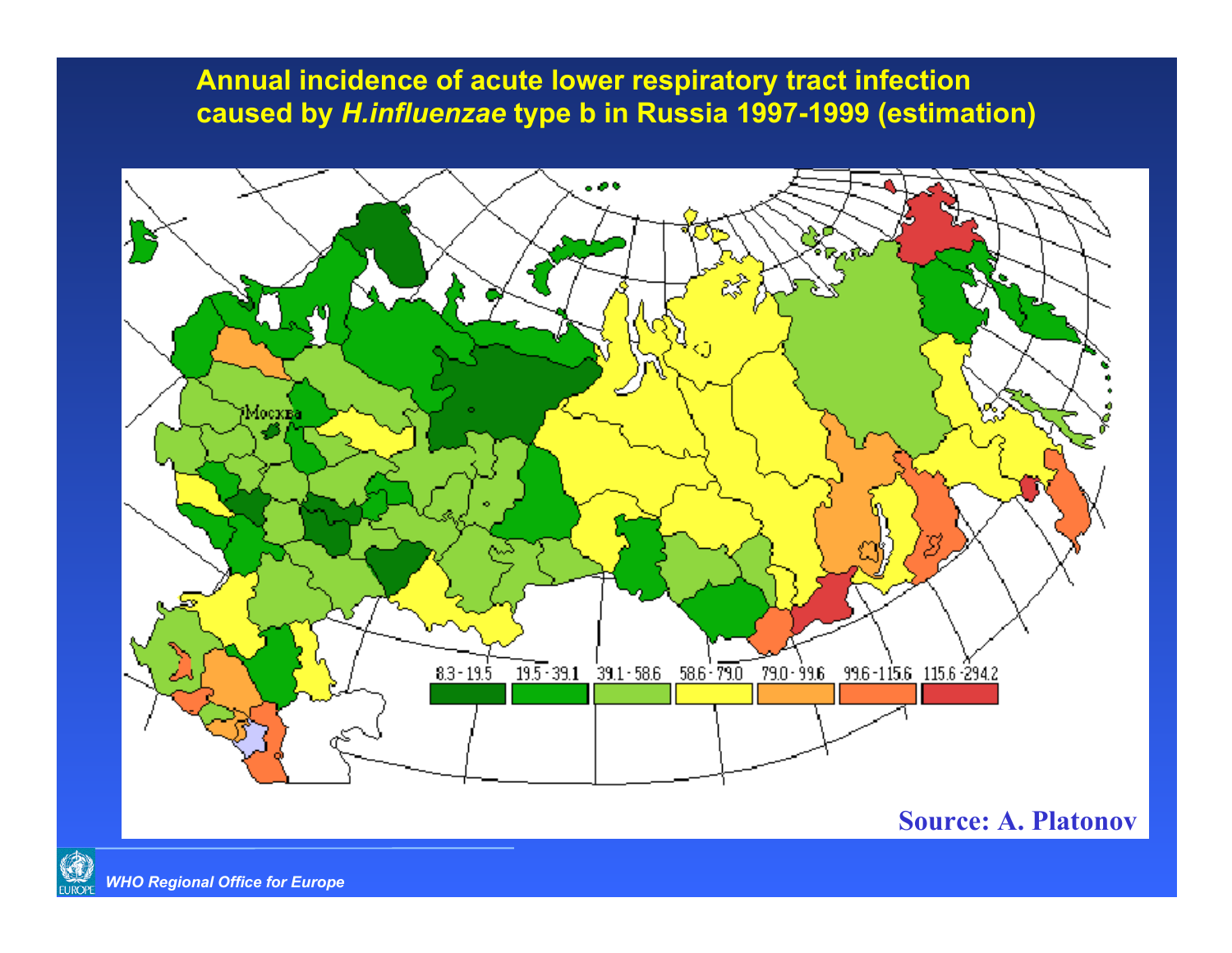# Annual incidence of acute lower respiratory tract infection caused by *H.influenzae* type b in Russia 1997-1999 (estimation)

Москва

| 8.3 - 19.5 | 19.5 - 39.1 | 39.1 - 58.6 | 58.6 - 79.0 | 79.0 - 99.6 | 99.6 - 115.6 | 115.6 - 294.2 |
|---|---|---|---|---|---|---|

**Source: A. Platonov**

*WHO Regional Office for Europe*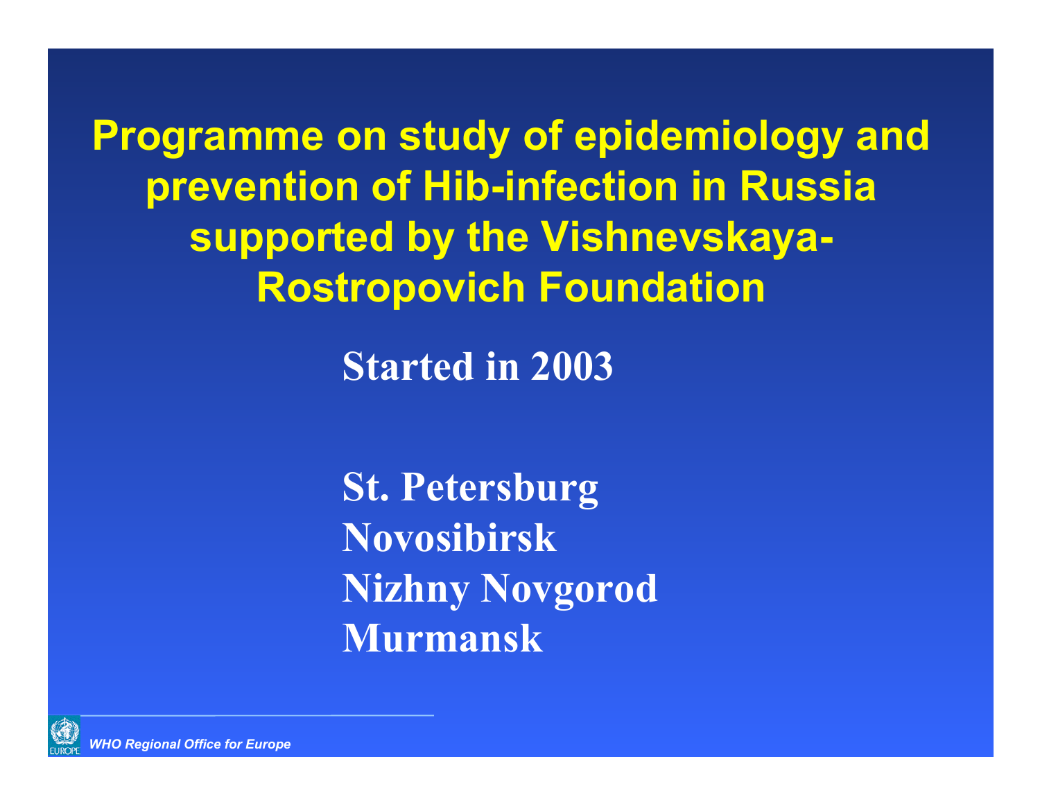# Programme on study of epidemiology and prevention of Hib-infection in Russia supported by the Vishnevskaya-Rostropovich Foundation

**Started in 2003**

**St. Petersburg**
**Novosibirsk**
**Nizhny Novgorod**
**Murmansk**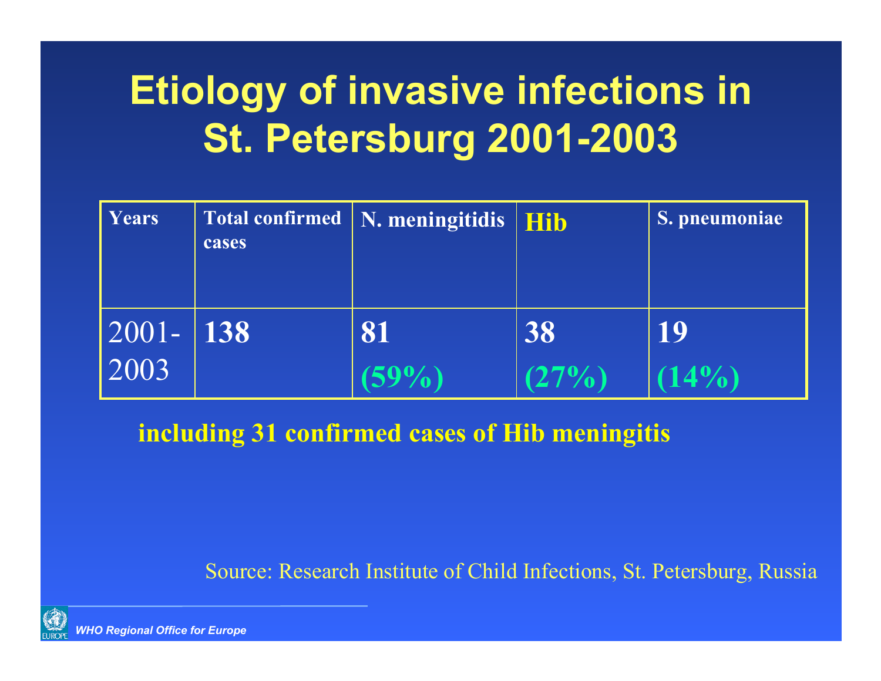# Etiology of invasive infections in St. Petersburg 2001-2003

| Years | Total confirmed cases | N. meningitidis | Hib | S. pneumoniae |
|---|---|---|---|---|
| 2001-2003 | **138** | **81 (59%)** | **38 (27%)** | **19 (14%)** |

**including 31 confirmed cases of Hib meningitis**

Source: Research Institute of Child Infections, St. Petersburg, Russia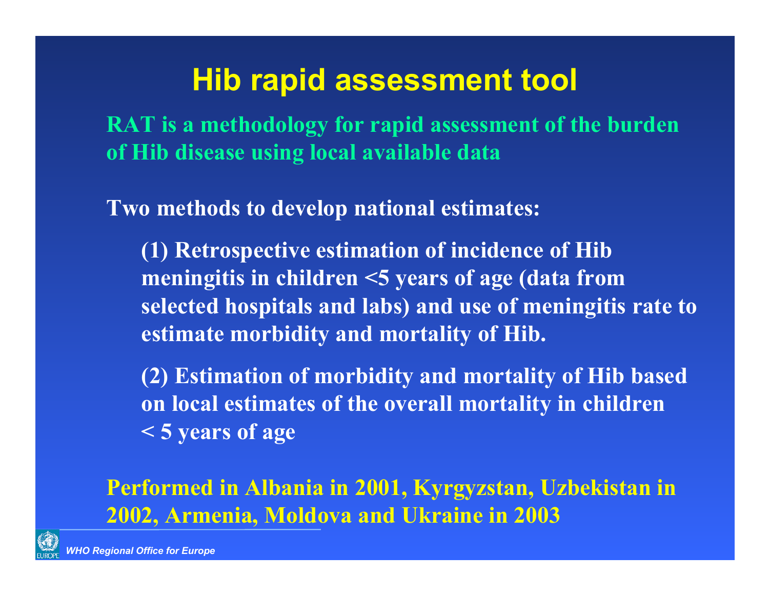# Hib rapid assessment tool

**RAT is a methodology for rapid assessment of the burden of Hib disease using local available data**

**Two methods to develop national estimates:**

**(1) Retrospective estimation of incidence of Hib meningitis in children <5 years of age (data from selected hospitals and labs) and use of meningitis rate to estimate morbidity and mortality of Hib.**

**(2) Estimation of morbidity and mortality of Hib based on local estimates of the overall mortality in children < 5 years of age**

**Performed in Albania in 2001, Kyrgyzstan, Uzbekistan in 2002, Armenia, Moldova and Ukraine in 2003**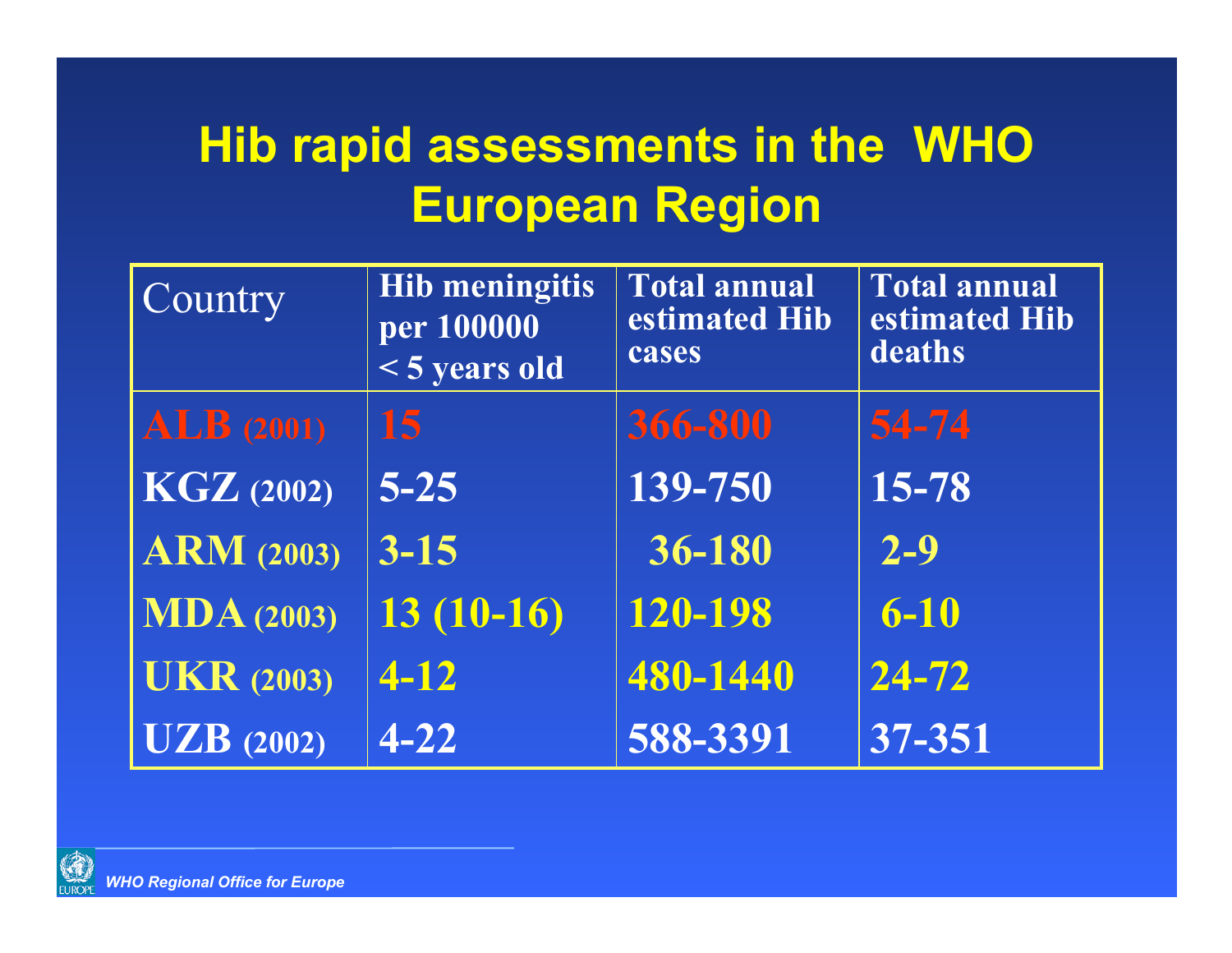# Hib rapid assessments in the WHO European Region

| Country | Hib meningitis per 100000 < 5 years old | Total annual estimated Hib cases | Total annual estimated Hib deaths |
|---|---|---|---|
| ALB (2001) | 15 | 366-800 | 54-74 |
| KGZ (2002) | 5-25 | 139-750 | 15-78 |
| ARM (2003) | 3-15 | 36-180 | 2-9 |
| MDA (2003) | 13 (10-16) | 120-198 | 6-10 |
| UKR (2003) | 4-12 | 480-1440 | 24-72 |
| UZB (2002) | 4-22 | 588-3391 | 37-351 |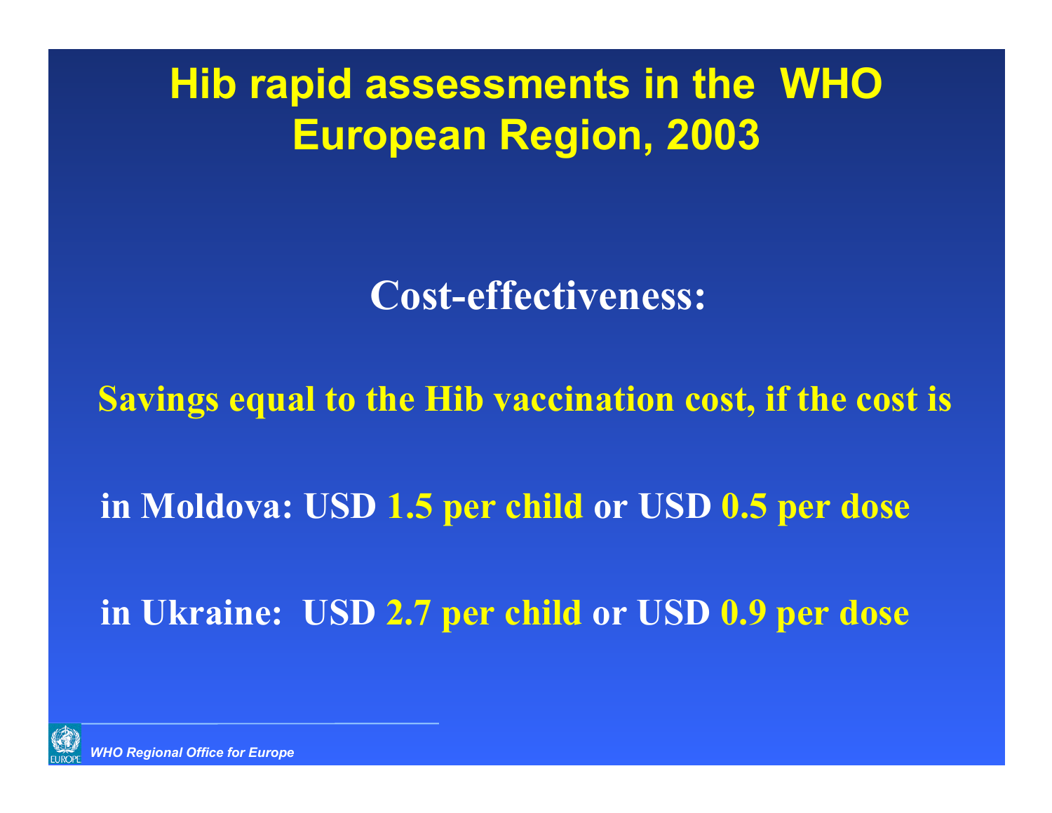# Hib rapid assessments in the WHO European Region, 2003

## Cost-effectiveness:

**Savings equal to the Hib vaccination cost, if the cost is**

**in Moldova: USD 1.5 per child or USD 0.5 per dose**

**in Ukraine: USD 2.7 per child or USD 0.9 per dose**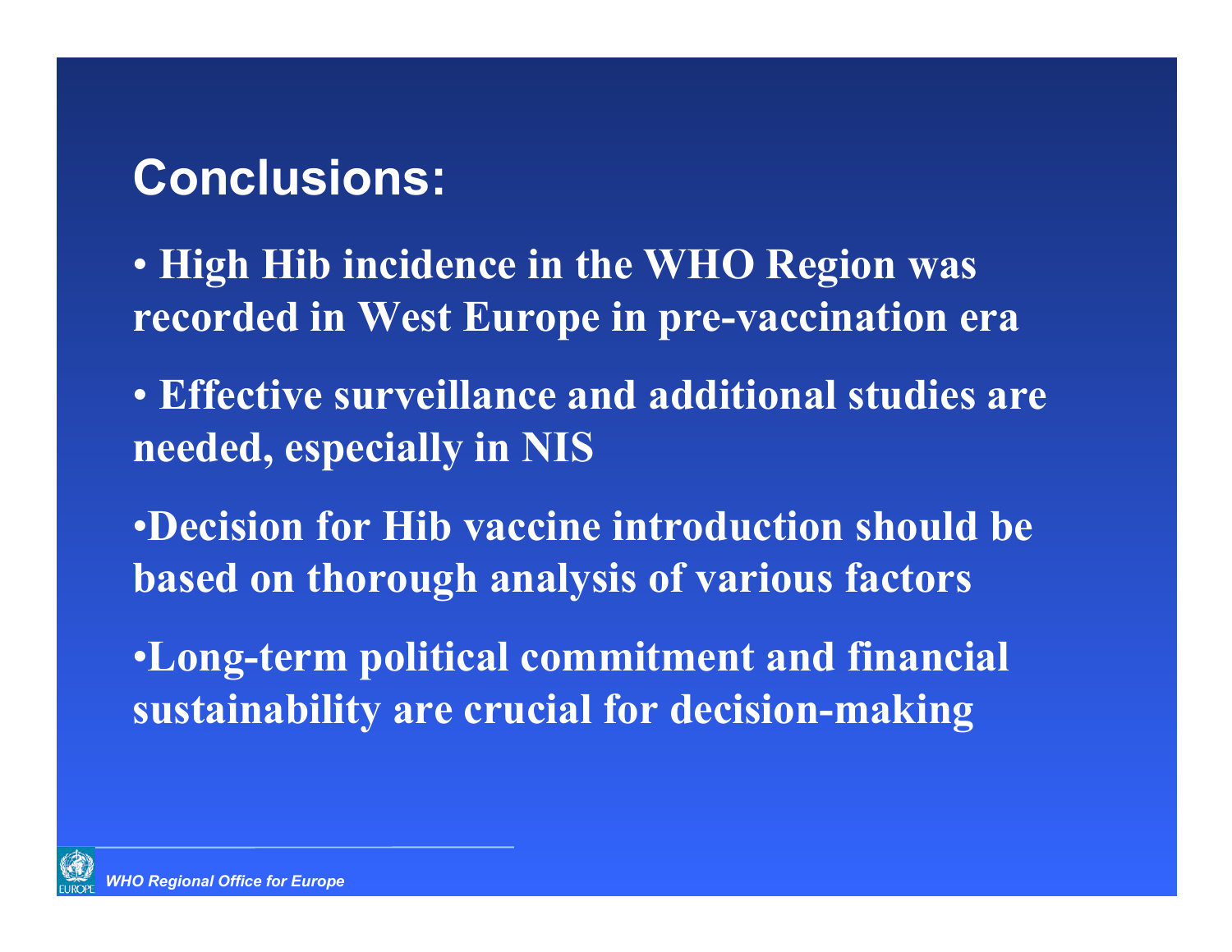## Conclusions:

- **High Hib incidence in the WHO Region was recorded in West Europe in pre-vaccination era**
- **Effective surveillance and additional studies are needed, especially in NIS**
- **Decision for Hib vaccine introduction should be based on thorough analysis of various factors**
- **Long-term political commitment and financial sustainability are crucial for decision-making**